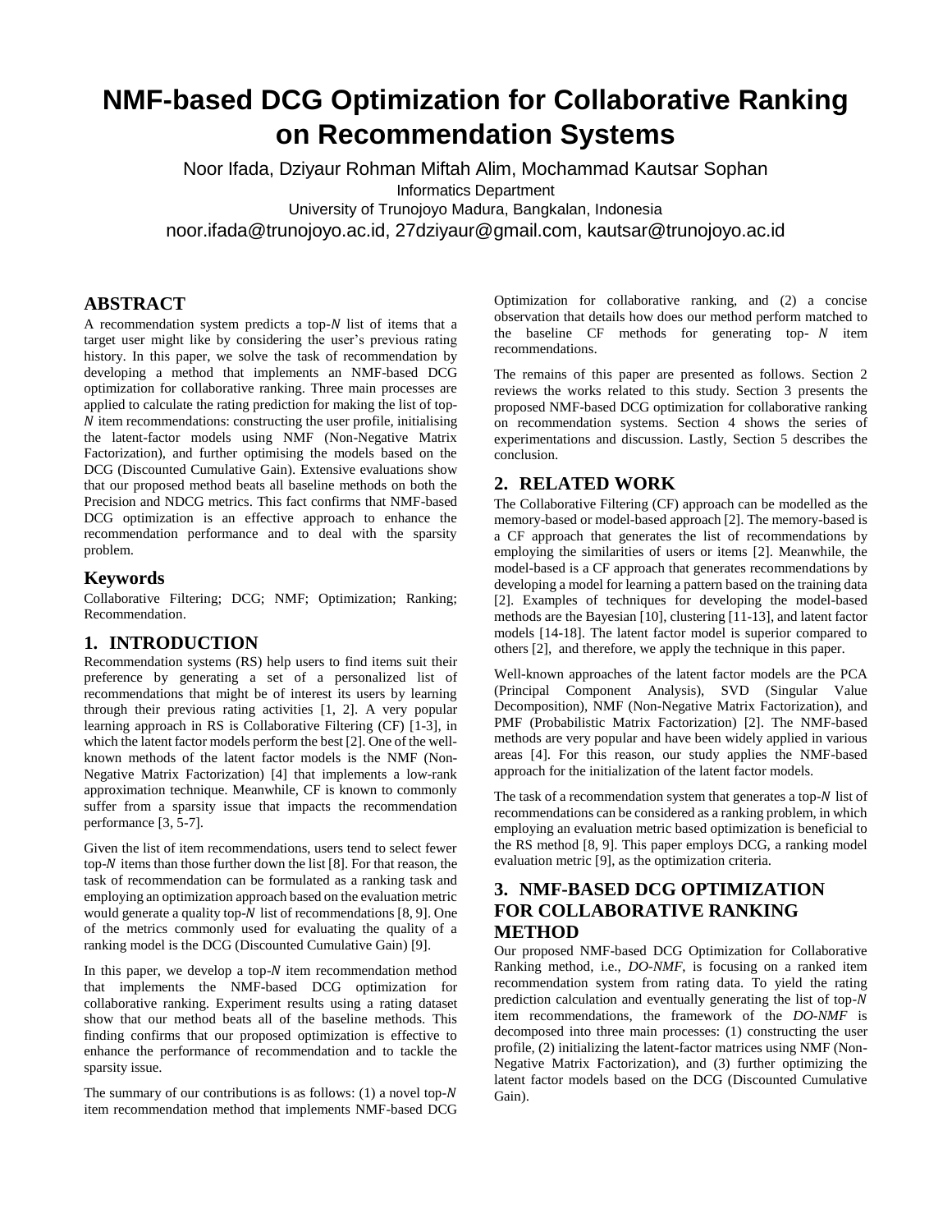# NMF-based DCG Optimization for Collaborative Ranking on Recommendation Systems

Noor Ifada, Dziyaur Rohman Miftah Alim, Mochammad Kautsar Sophan

Informatics Department

University of Trunojoyo Madura, Bangkalan, Indonesia

noor.ifada@trunojoyo.ac.id, 27dziyaur@gmail.com, kautsar@trunojoyo.ac.id

## ABSTRACT

A recommendation system predicts a top-$N$ list of items that a target user might like by considering the user's previous rating history. In this paper, we solve the task of recommendation by developing a method that implements an NMF-based DCG optimization for collaborative ranking. Three main processes are applied to calculate the rating prediction for making the list of top-$N$ item recommendations: constructing the user profile, initialising the latent-factor models using NMF (Non-Negative Matrix Factorization), and further optimising the models based on the DCG (Discounted Cumulative Gain). Extensive evaluations show that our proposed method beats all baseline methods on both the Precision and NDCG metrics. This fact confirms that NMF-based DCG optimization is an effective approach to enhance the recommendation performance and to deal with the sparsity problem.

### Keywords

Collaborative Filtering; DCG; NMF; Optimization; Ranking; Recommendation.

## 1. INTRODUCTION

Recommendation systems (RS) help users to find items suit their preference by generating a set of a personalized list of recommendations that might be of interest its users by learning through their previous rating activities [1, 2]. A very popular learning approach in RS is Collaborative Filtering (CF) [1-3], in which the latent factor models perform the best [2]. One of the well-known methods of the latent factor models is the NMF (Non-Negative Matrix Factorization) [4] that implements a low-rank approximation technique. Meanwhile, CF is known to commonly suffer from a sparsity issue that impacts the recommendation performance [3, 5-7].

Given the list of item recommendations, users tend to select fewer top-$N$ items than those further down the list [8]. For that reason, the task of recommendation can be formulated as a ranking task and employing an optimization approach based on the evaluation metric would generate a quality top-$N$ list of recommendations [8, 9]. One of the metrics commonly used for evaluating the quality of a ranking model is the DCG (Discounted Cumulative Gain) [9].

In this paper, we develop a top-$N$ item recommendation method that implements the NMF-based DCG optimization for collaborative ranking. Experiment results using a rating dataset show that our method beats all of the baseline methods. This finding confirms that our proposed optimization is effective to enhance the performance of recommendation and to tackle the sparsity issue.

The summary of our contributions is as follows: (1) a novel top-$N$ item recommendation method that implements NMF-based DCG Optimization for collaborative ranking, and (2) a concise observation that details how does our method perform matched to the baseline CF methods for generating top- $N$ item recommendations.

The remains of this paper are presented as follows. Section 2 reviews the works related to this study. Section 3 presents the proposed NMF-based DCG optimization for collaborative ranking on recommendation systems. Section 4 shows the series of experimentations and discussion. Lastly, Section 5 describes the conclusion.

## 2. RELATED WORK

The Collaborative Filtering (CF) approach can be modelled as the memory-based or model-based approach [2]. The memory-based is a CF approach that generates the list of recommendations by employing the similarities of users or items [2]. Meanwhile, the model-based is a CF approach that generates recommendations by developing a model for learning a pattern based on the training data [2]. Examples of techniques for developing the model-based methods are the Bayesian [10], clustering [11-13], and latent factor models [14-18]. The latent factor model is superior compared to others [2], and therefore, we apply the technique in this paper.

Well-known approaches of the latent factor models are the PCA (Principal Component Analysis), SVD (Singular Value Decomposition), NMF (Non-Negative Matrix Factorization), and PMF (Probabilistic Matrix Factorization) [2]. The NMF-based methods are very popular and have been widely applied in various areas [4]. For this reason, our study applies the NMF-based approach for the initialization of the latent factor models.

The task of a recommendation system that generates a top-$N$ list of recommendations can be considered as a ranking problem, in which employing an evaluation metric based optimization is beneficial to the RS method [8, 9]. This paper employs DCG, a ranking model evaluation metric [9], as the optimization criteria.

## 3. NMF-BASED DCG OPTIMIZATION FOR COLLABORATIVE RANKING METHOD

Our proposed NMF-based DCG Optimization for Collaborative Ranking method, i.e., *DO-NMF*, is focusing on a ranked item recommendation system from rating data. To yield the rating prediction calculation and eventually generating the list of top-$N$ item recommendations, the framework of the *DO-NMF* is decomposed into three main processes: (1) constructing the user profile, (2) initializing the latent-factor matrices using NMF (Non-Negative Matrix Factorization), and (3) further optimizing the latent factor models based on the DCG (Discounted Cumulative Gain).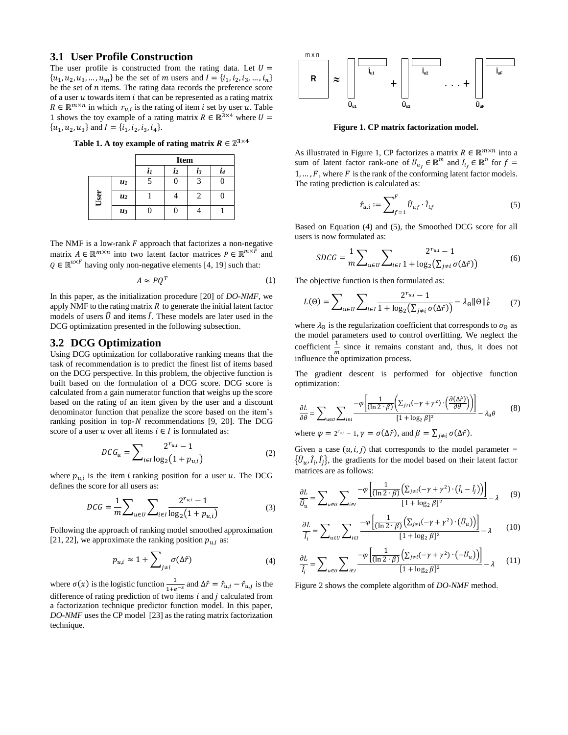## 3.1 User Profile Construction

The user profile is constructed from the rating data. Let $U = \{u_1, u_2, u_3, \dots, u_m\}$ be the set of $m$ users and $I = \{i_1, i_2, i_3, \dots, i_n\}$ be the set of $n$ items. The rating data records the preference score of a user $u$ towards item $i$ that can be represented as a rating matrix $R \in \mathbb{R}^{m \times n}$ in which $r_{u,i}$ is the rating of item $i$ set by user $u$. Table 1 shows the toy example of a rating matrix $R \in \mathbb{R}^{3 \times 4}$ where $U = \{u_1, u_2, u_3\}$ and $I = \{i_1, i_2, i_3, i_4\}$.

**Table 1. A toy example of rating matrix $R \in \mathbb{Z}^{3 \times 4}$**

| | | Item | | | |
|---|---|---|---|---|---|
| | | $i_1$ | $i_2$ | $i_3$ | $i_4$ |
| User | $u_1$ | 5 | 0 | 3 | 0 |
| | $u_2$ | 1 | 4 | 2 | 0 |
| | $u_3$ | 0 | 0 | 4 | 1 |

The NMF is a low-rank $F$ approach that factorizes a non-negative matrix $A \in \mathbb{R}^{m \times n}$ into two latent factor matrices $P \in \mathbb{R}^{m \times F}$ and $Q \in \mathbb{R}^{n \times F}$ having only non-negative elements [4, 19] such that:

$$A \approx PQ^T \tag{1}$$

In this paper, as the initialization procedure [20] of *DO-NMF*, we apply NMF to the rating matrix $R$ to generate the initial latent factor models of users $\hat{U}$ and items $\hat{I}$. These models are later used in the DCG optimization presented in the following subsection.

## 3.2 DCG Optimization

Using DCG optimization for collaborative ranking means that the task of recommendation is to predict the finest list of items based on the DCG perspective. In this problem, the objective function is built based on the formulation of a DCG score. DCG score is calculated from a gain numerator function that weighs up the score based on the rating of an item given by the user and a discount denominator function that penalize the score based on the item's ranking position in top-$N$ recommendations [9, 20]. The DCG score of a user $u$ over all items $i \in I$ is formulated as:

$$DCG_u = \sum_{i \in I} \frac{2^{r_{u,i}} - 1}{\log_2(1 + p_{u,i})} \tag{2}$$

where $p_{u,i}$ is the item $i$ ranking position for a user $u$. The DCG defines the score for all users as:

$$DCG = \frac{1}{m} \sum_{u \in U} \sum_{i \in I} \frac{2^{r_{u,i}} - 1}{\log_2(1 + p_{u,i})} \tag{3}$$

Following the approach of ranking model smoothed approximation [21, 22], we approximate the ranking position $p_{u,i}$ as:

$$p_{u,i} \approx 1 + \sum_{j \neq i} \sigma(\Delta \hat{r}) \tag{4}$$

where $\sigma(x)$ is the logistic function $\frac{1}{1+e^{-x}}$ and $\Delta \hat{r} = \hat{r}_{u,i} - \hat{r}_{u,j}$ is the difference of rating prediction of two items $i$ and $j$ calculated from a factorization technique predictor function model. In this paper, *DO-NMF* uses the CP model [23] as the rating matrix factorization technique.

m x n

R ≈ $\hat{U}_{u1}$ $\hat{I}_{u1}$ + $\hat{U}_{u2}$ $\hat{I}_{u2}$ . . . + $\hat{U}_{uF}$ $\hat{I}_{uF}$

**Figure 1. CP matrix factorization model.**

As illustrated in Figure 1, CP factorizes a matrix $R \in \mathbb{R}^{m \times n}$ into a sum of latent factor rank-one of $\hat{U}_{u_f} \in \mathbb{R}^m$ and $\hat{I}_{i_f} \in \mathbb{R}^n$ for $f = 1, \dots, F$, where $F$ is the rank of the conforming latent factor models. The rating prediction is calculated as:

$$\hat{r}_{u,i} := \sum_{f=1}^{F} \hat{U}_{u,f} \cdot \hat{I}_{i,f} \tag{5}$$

Based on Equation (4) and (5), the Smoothed DCG score for all users is now formulated as:

$$SDCG = \frac{1}{m} \sum_{u \in U} \sum_{i \in I} \frac{2^{r_{u,i}} - 1}{1 + \log_2\left(\sum_{j \neq i} \sigma(\Delta \hat{r})\right)} \tag{6}$$

The objective function is then formulated as:

$$L(\Theta) = \sum_{u \in U} \sum_{i \in I} \frac{2^{r_{u,i}} - 1}{1 + \log_2\left(\sum_{j \neq i} \sigma(\Delta \hat{r})\right)} - \lambda_\Theta \|\Theta\|_F^2 \tag{7}$$

where $\lambda_\Theta$ is the regularization coefficient that corresponds to $\sigma_\Theta$ as the model parameters used to control overfitting. We neglect the coefficient $\frac{1}{m}$ since it remains constant and, thus, it does not influence the optimization process.

The gradient descent is performed for objective function optimization:

$$\frac{\partial L}{\partial \theta} = \sum_{u \in U} \sum_{i \in I} \frac{-\varphi \left[ \frac{1}{(\ln 2 \cdot \beta)} \left( \sum_{j \neq i} (-\gamma + \gamma^2) \cdot \left( \frac{\partial(\Delta \hat{r})}{\partial \theta} \right) \right) \right]}{[1 + \log_2 \beta]^2} - \lambda_\theta \theta \tag{8}$$

where $\varphi = 2^{r_{u,i}} - 1$, $\gamma = \sigma(\Delta \hat{r})$, and $\beta = \sum_{j \neq i} \sigma(\Delta \hat{r})$.

Given a case $(u, i, j)$ that corresponds to the model parameter = $\{\hat{U}_u, \hat{I}_i, \hat{I}_j\}$, the gradients for the model based on their latent factor matrices are as follows:

$$\frac{\partial L}{\hat{U}_u} = \sum_{u \in U} \sum_{i \in I} \frac{-\varphi \left[ \frac{1}{(\ln 2 \cdot \beta)} \left( \sum_{j \neq i} (-\gamma + \gamma^2) \cdot (\hat{I}_i - \hat{I}_j) \right) \right]}{[1 + \log_2 \beta]^2} - \lambda \tag{9}$$

$$\frac{\partial L}{\hat{I}_i} = \sum_{u \in U} \sum_{i \in I} \frac{-\varphi \left[ \frac{1}{(\ln 2 \cdot \beta)} \left( \sum_{j \neq i} (-\gamma + \gamma^2) \cdot (\hat{U}_u) \right) \right]}{[1 + \log_2 \beta]^2} - \lambda \tag{10}$$

$$\frac{\partial L}{\hat{I}_j} = \sum_{u \in U} \sum_{i \in I} \frac{-\varphi \left[ \frac{1}{(\ln 2 \cdot \beta)} \left( \sum_{j \neq i} (-\gamma + \gamma^2) \cdot (-\hat{U}_u) \right) \right]}{[1 + \log_2 \beta]^2} - \lambda \tag{11}$$

Figure 2 shows the complete algorithm of *DO-NMF* method.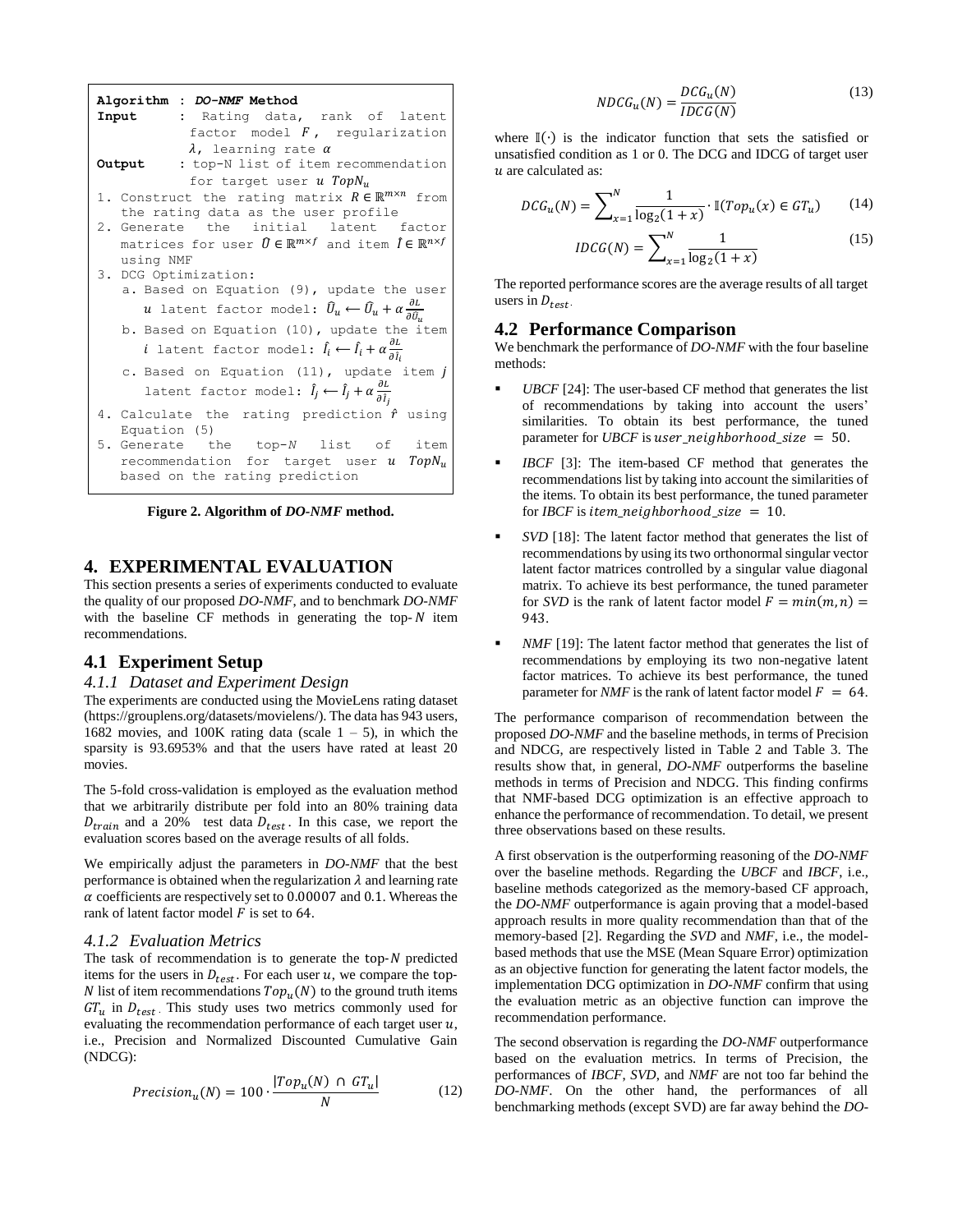```
Algorithm : DO-NMF Method
Input     : Rating data, rank of latent
            factor model F, regularization
            λ, learning rate α
Output    : top-N list of item recommendation
            for target user u TopN_u
1. Construct the rating matrix R ∈ ℝ^(m×n) from
   the rating data as the user profile
2. Generate the initial latent factor
   matrices for user Û ∈ ℝ^(m×f) and item Î ∈ ℝ^(n×f)
   using NMF
3. DCG Optimization:
   a. Based on Equation (9), update the user
      u latent factor model: Û_u ⟵ Û_u + α ∂L/∂Û_u
   b. Based on Equation (10), update the item
      i latent factor model: Î_i ⟵ Î_i + α ∂L/∂Î_i
   c. Based on Equation (11), update item j
      latent factor model: Î_j ⟵ Î_j + α ∂L/∂Î_j
4. Calculate the rating prediction r̂ using
   Equation (5)
5. Generate the top-N list of item
   recommendation for target user u TopN_u
   based on the rating prediction
```

**Figure 2. Algorithm of *DO-NMF* method.**

# 4. EXPERIMENTAL EVALUATION

This section presents a series of experiments conducted to evaluate the quality of our proposed *DO-NMF*, and to benchmark *DO-NMF* with the baseline CF methods in generating the top-$N$ item recommendations.

## 4.1 Experiment Setup

### 4.1.1 Dataset and Experiment Design

The experiments are conducted using the MovieLens rating dataset (https://grouplens.org/datasets/movielens/). The data has 943 users, 1682 movies, and 100K rating data (scale 1 – 5), in which the sparsity is 93.6953% and that the users have rated at least 20 movies.

The 5-fold cross-validation is employed as the evaluation method that we arbitrarily distribute per fold into an 80% training data $D_{train}$ and a 20% test data $D_{test}$. In this case, we report the evaluation scores based on the average results of all folds.

We empirically adjust the parameters in *DO-NMF* that the best performance is obtained when the regularization $\lambda$ and learning rate $\alpha$ coefficients are respectively set to $0.00007$ and $0.1$. Whereas the rank of latent factor model $F$ is set to $64$.

### 4.1.2 Evaluation Metrics

The task of recommendation is to generate the top-$N$ predicted items for the users in $D_{test}$. For each user $u$, we compare the top-$N$ list of item recommendations $Top_u(N)$ to the ground truth items $GT_u$ in $D_{test}$. This study uses two metrics commonly used for evaluating the recommendation performance of each target user $u$, i.e., Precision and Normalized Discounted Cumulative Gain (NDCG):

$$Precision_u(N) = 100 \cdot \frac{|Top_u(N) \cap GT_u|}{N} \quad (12)$$

$$NDCG_u(N) = \frac{DCG_u(N)}{IDCG(N)} \quad (13)$$

where $\mathbb{I}(\cdot)$ is the indicator function that sets the satisfied or unsatisfied condition as 1 or 0. The DCG and IDCG of target user $u$ are calculated as:

$$DCG_u(N) = \sum_{x=1}^{N} \frac{1}{\log_2(1+x)} \cdot \mathbb{I}(Top_u(x) \in GT_u) \quad (14)$$

$$IDCG(N) = \sum_{x=1}^{N} \frac{1}{\log_2(1+x)} \quad (15)$$

The reported performance scores are the average results of all target users in $D_{test}$.

## 4.2 Performance Comparison

We benchmark the performance of *DO-NMF* with the four baseline methods:

- *UBCF* [24]: The user-based CF method that generates the list of recommendations by taking into account the users' similarities. To obtain its best performance, the tuned parameter for *UBCF* is $user\_neighborhood\_size = 50$.
- *IBCF* [3]: The item-based CF method that generates the recommendations list by taking into account the similarities of the items. To obtain its best performance, the tuned parameter for *IBCF* is $item\_neighborhood\_size = 10$.
- *SVD* [18]: The latent factor method that generates the list of recommendations by using its two orthonormal singular vector latent factor matrices controlled by a singular value diagonal matrix. To achieve its best performance, the tuned parameter for *SVD* is the rank of latent factor model $F = min(m, n) = 943$.
- *NMF* [19]: The latent factor method that generates the list of recommendations by employing its two non-negative latent factor matrices. To achieve its best performance, the tuned parameter for *NMF* is the rank of latent factor model $F = 64$.

The performance comparison of recommendation between the proposed *DO-NMF* and the baseline methods, in terms of Precision and NDCG, are respectively listed in Table 2 and Table 3. The results show that, in general, *DO-NMF* outperforms the baseline methods in terms of Precision and NDCG. This finding confirms that NMF-based DCG optimization is an effective approach to enhance the performance of recommendation. To detail, we present three observations based on these results.

A first observation is the outperforming reasoning of the *DO-NMF* over the baseline methods. Regarding the *UBCF* and *IBCF*, i.e., baseline methods categorized as the memory-based CF approach, the *DO-NMF* outperformance is again proving that a model-based approach results in more quality recommendation than that of the memory-based [2]. Regarding the *SVD* and *NMF*, i.e., the model-based methods that use the MSE (Mean Square Error) optimization as an objective function for generating the latent factor models, the implementation DCG optimization in *DO-NMF* confirm that using the evaluation metric as an objective function can improve the recommendation performance.

The second observation is regarding the *DO-NMF* outperformance based on the evaluation metrics. In terms of Precision, the performances of *IBCF*, *SVD*, and *NMF* are not too far behind the *DO-NMF*. On the other hand, the performances of all benchmarking methods (except SVD) are far away behind the *DO-*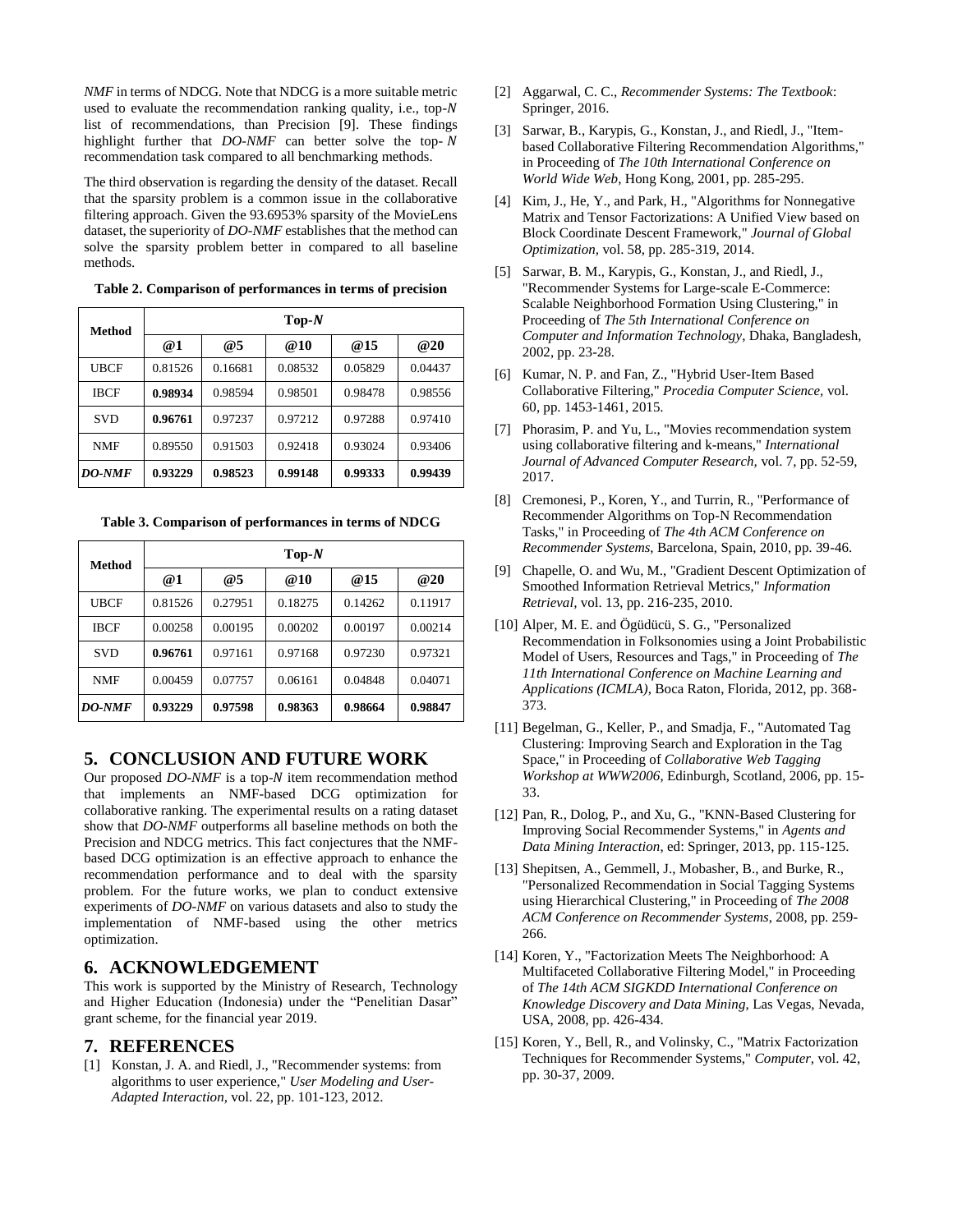*NMF* in terms of NDCG. Note that NDCG is a more suitable metric used to evaluate the recommendation ranking quality, i.e., top-*N* list of recommendations, than Precision [9]. These findings highlight further that *DO-NMF* can better solve the top-*N* recommendation task compared to all benchmarking methods.

The third observation is regarding the density of the dataset. Recall that the sparsity problem is a common issue in the collaborative filtering approach. Given the 93.6953% sparsity of the MovieLens dataset, the superiority of *DO-NMF* establishes that the method can solve the sparsity problem better in compared to all baseline methods.

**Table 2. Comparison of performances in terms of precision**

| Method | Top-*N* | | | | |
|---|---|---|---|---|---|
| | **@1** | **@5** | **@10** | **@15** | **@20** |
| UBCF | 0.81526 | 0.16681 | 0.08532 | 0.05829 | 0.04437 |
| IBCF | **0.98934** | 0.98594 | 0.98501 | 0.98478 | 0.98556 |
| SVD | **0.96761** | 0.97237 | 0.97212 | 0.97288 | 0.97410 |
| NMF | 0.89550 | 0.91503 | 0.92418 | 0.93024 | 0.93406 |
| ***DO-NMF*** | **0.93229** | **0.98523** | **0.99148** | **0.99333** | **0.99439** |

**Table 3. Comparison of performances in terms of NDCG**

| Method | Top-*N* | | | | |
|---|---|---|---|---|---|
| | **@1** | **@5** | **@10** | **@15** | **@20** |
| UBCF | 0.81526 | 0.27951 | 0.18275 | 0.14262 | 0.11917 |
| IBCF | 0.00258 | 0.00195 | 0.00202 | 0.00197 | 0.00214 |
| SVD | **0.96761** | 0.97161 | 0.97168 | 0.97230 | 0.97321 |
| NMF | 0.00459 | 0.07757 | 0.06161 | 0.04848 | 0.04071 |
| ***DO-NMF*** | **0.93229** | **0.97598** | **0.98363** | **0.98664** | **0.98847** |

## 5. CONCLUSION AND FUTURE WORK

Our proposed *DO-NMF* is a top-*N* item recommendation method that implements an NMF-based DCG optimization for collaborative ranking. The experimental results on a rating dataset show that *DO-NMF* outperforms all baseline methods on both the Precision and NDCG metrics. This fact conjectures that the NMF-based DCG optimization is an effective approach to enhance the recommendation performance and to deal with the sparsity problem. For the future works, we plan to conduct extensive experiments of *DO-NMF* on various datasets and also to study the implementation of NMF-based using the other metrics optimization.

## 6. ACKNOWLEDGEMENT

This work is supported by the Ministry of Research, Technology and Higher Education (Indonesia) under the "Penelitian Dasar" grant scheme, for the financial year 2019.

## 7. REFERENCES

[1] Konstan, J. A. and Riedl, J., "Recommender systems: from algorithms to user experience," *User Modeling and User-Adapted Interaction,* vol. 22, pp. 101-123, 2012.

[2] Aggarwal, C. C., *Recommender Systems: The Textbook*: Springer, 2016.

[3] Sarwar, B., Karypis, G., Konstan, J., and Riedl, J., "Item-based Collaborative Filtering Recommendation Algorithms," in Proceeding of *The 10th International Conference on World Wide Web*, Hong Kong, 2001, pp. 285-295.

[4] Kim, J., He, Y., and Park, H., "Algorithms for Nonnegative Matrix and Tensor Factorizations: A Unified View based on Block Coordinate Descent Framework," *Journal of Global Optimization,* vol. 58, pp. 285-319, 2014.

[5] Sarwar, B. M., Karypis, G., Konstan, J., and Riedl, J., "Recommender Systems for Large-scale E-Commerce: Scalable Neighborhood Formation Using Clustering," in Proceeding of *The 5th International Conference on Computer and Information Technology*, Dhaka, Bangladesh, 2002, pp. 23-28.

[6] Kumar, N. P. and Fan, Z., "Hybrid User-Item Based Collaborative Filtering," *Procedia Computer Science,* vol. 60, pp. 1453-1461, 2015.

[7] Phorasim, P. and Yu, L., "Movies recommendation system using collaborative filtering and k-means," *International Journal of Advanced Computer Research,* vol. 7, pp. 52-59, 2017.

[8] Cremonesi, P., Koren, Y., and Turrin, R., "Performance of Recommender Algorithms on Top-N Recommendation Tasks," in Proceeding of *The 4th ACM Conference on Recommender Systems*, Barcelona, Spain, 2010, pp. 39-46.

[9] Chapelle, O. and Wu, M., "Gradient Descent Optimization of Smoothed Information Retrieval Metrics," *Information Retrieval,* vol. 13, pp. 216-235, 2010.

[10] Alper, M. E. and Ögüdücü, S. G., "Personalized Recommendation in Folksonomies using a Joint Probabilistic Model of Users, Resources and Tags," in Proceeding of *The 11th International Conference on Machine Learning and Applications (ICMLA)*, Boca Raton, Florida, 2012, pp. 368-373.

[11] Begelman, G., Keller, P., and Smadja, F., "Automated Tag Clustering: Improving Search and Exploration in the Tag Space," in Proceeding of *Collaborative Web Tagging Workshop at WWW2006*, Edinburgh, Scotland, 2006, pp. 15-33.

[12] Pan, R., Dolog, P., and Xu, G., "KNN-Based Clustering for Improving Social Recommender Systems," in *Agents and Data Mining Interaction*, ed: Springer, 2013, pp. 115-125.

[13] Shepitsen, A., Gemmell, J., Mobasher, B., and Burke, R., "Personalized Recommendation in Social Tagging Systems using Hierarchical Clustering," in Proceeding of *The 2008 ACM Conference on Recommender Systems*, 2008, pp. 259-266.

[14] Koren, Y., "Factorization Meets The Neighborhood: A Multifaceted Collaborative Filtering Model," in Proceeding of *The 14th ACM SIGKDD International Conference on Knowledge Discovery and Data Mining*, Las Vegas, Nevada, USA, 2008, pp. 426-434.

[15] Koren, Y., Bell, R., and Volinsky, C., "Matrix Factorization Techniques for Recommender Systems," *Computer,* vol. 42, pp. 30-37, 2009.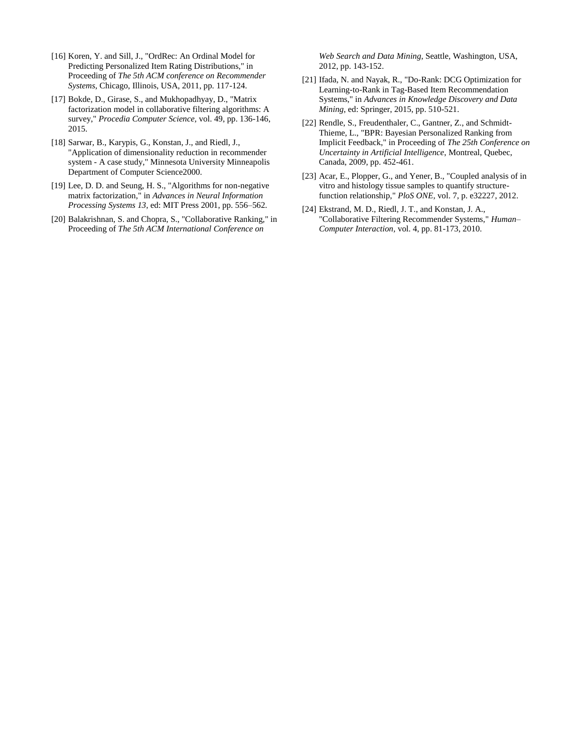[16] Koren, Y. and Sill, J., "OrdRec: An Ordinal Model for Predicting Personalized Item Rating Distributions," in Proceeding of *The 5th ACM conference on Recommender Systems*, Chicago, Illinois, USA, 2011, pp. 117-124.

[17] Bokde, D., Girase, S., and Mukhopadhyay, D., "Matrix factorization model in collaborative filtering algorithms: A survey," *Procedia Computer Science,* vol. 49, pp. 136-146, 2015.

[18] Sarwar, B., Karypis, G., Konstan, J., and Riedl, J., "Application of dimensionality reduction in recommender system - A case study," Minnesota University Minneapolis Department of Computer Science2000.

[19] Lee, D. D. and Seung, H. S., "Algorithms for non-negative matrix factorization," in *Advances in Neural Information Processing Systems 13*, ed: MIT Press 2001, pp. 556–562.

[20] Balakrishnan, S. and Chopra, S., "Collaborative Ranking," in Proceeding of *The 5th ACM International Conference on Web Search and Data Mining*, Seattle, Washington, USA, 2012, pp. 143-152.

[21] Ifada, N. and Nayak, R., "Do-Rank: DCG Optimization for Learning-to-Rank in Tag-Based Item Recommendation Systems," in *Advances in Knowledge Discovery and Data Mining*, ed: Springer, 2015, pp. 510-521.

[22] Rendle, S., Freudenthaler, C., Gantner, Z., and Schmidt-Thieme, L., "BPR: Bayesian Personalized Ranking from Implicit Feedback," in Proceeding of *The 25th Conference on Uncertainty in Artificial Intelligence*, Montreal, Quebec, Canada, 2009, pp. 452-461.

[23] Acar, E., Plopper, G., and Yener, B., "Coupled analysis of in vitro and histology tissue samples to quantify structure-function relationship," *PloS ONE,* vol. 7, p. e32227, 2012.

[24] Ekstrand, M. D., Riedl, J. T., and Konstan, J. A., "Collaborative Filtering Recommender Systems," *Human–Computer Interaction,* vol. 4, pp. 81-173, 2010.